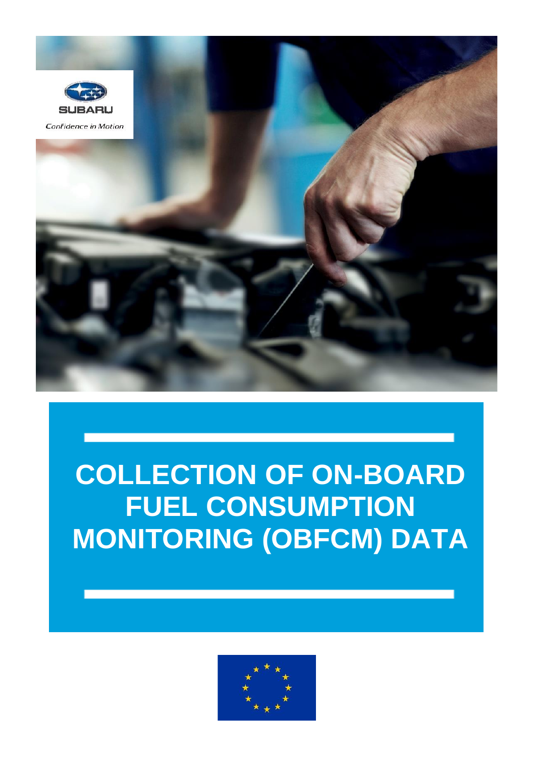SUBARU

*Confidence in Motion*

# COLLECTION OF ON-BOARD FUEL CONSUMPTION MONITORING (OBFCM) DATA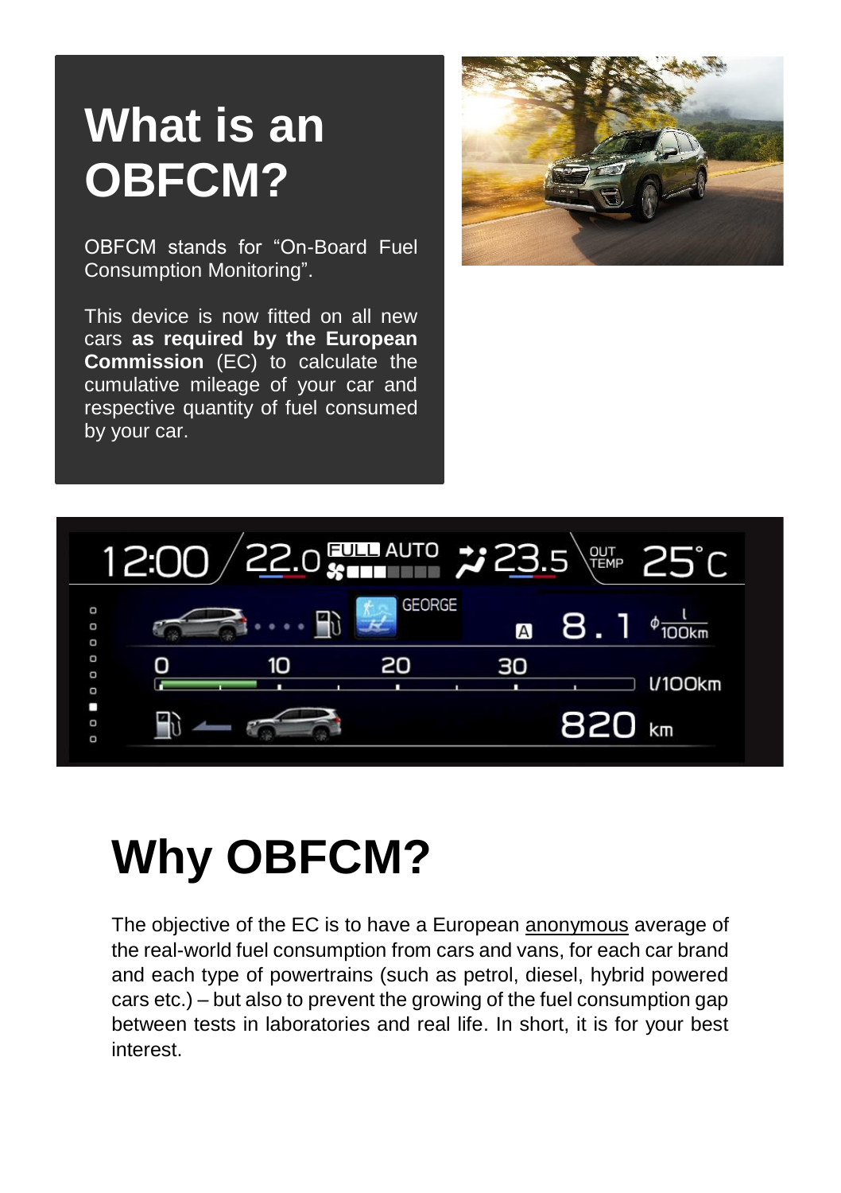# What is an OBFCM?

OBFCM stands for “On-Board Fuel Consumption Monitoring”.

This device is now fitted on all new cars **as required by the European Commission** (EC) to calculate the cumulative mileage of your car and respective quantity of fuel consumed by your car.

# Why OBFCM?

The objective of the EC is to have a European anonymous average of the real-world fuel consumption from cars and vans, for each car brand and each type of powertrains (such as petrol, diesel, hybrid powered cars etc.) – but also to prevent the growing of the fuel consumption gap between tests in laboratories and real life. In short, it is for your best interest.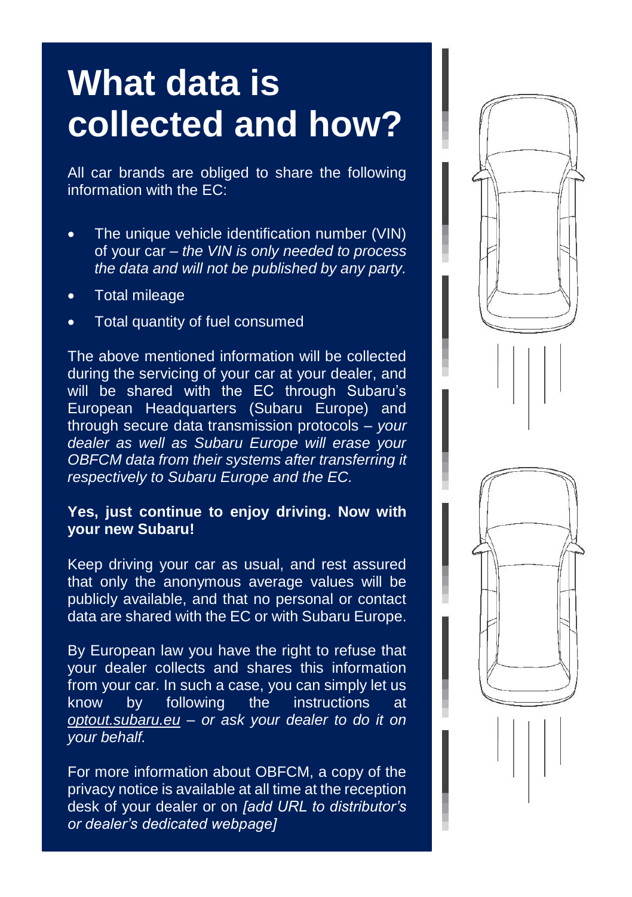# What data is collected and how?

All car brands are obliged to share the following information with the EC:

- The unique vehicle identification number (VIN) of your car – *the VIN is only needed to process the data and will not be published by any party.*
- Total mileage
- Total quantity of fuel consumed

The above mentioned information will be collected during the servicing of your car at your dealer, and will be shared with the EC through Subaru's European Headquarters (Subaru Europe) and through secure data transmission protocols – *your dealer as well as Subaru Europe will erase your OBFCM data from their systems after transferring it respectively to Subaru Europe and the EC.*

**Yes, just continue to enjoy driving. Now with your new Subaru!**

Keep driving your car as usual, and rest assured that only the anonymous average values will be publicly available, and that no personal or contact data are shared with the EC or with Subaru Europe.

By European law you have the right to refuse that your dealer collects and shares this information from your car. In such a case, you can simply let us know by following the instructions at *optout.subaru.eu – or ask your dealer to do it on your behalf.*

For more information about OBFCM, a copy of the privacy notice is available at all time at the reception desk of your dealer or on *[add URL to distributor's or dealer's dedicated webpage]*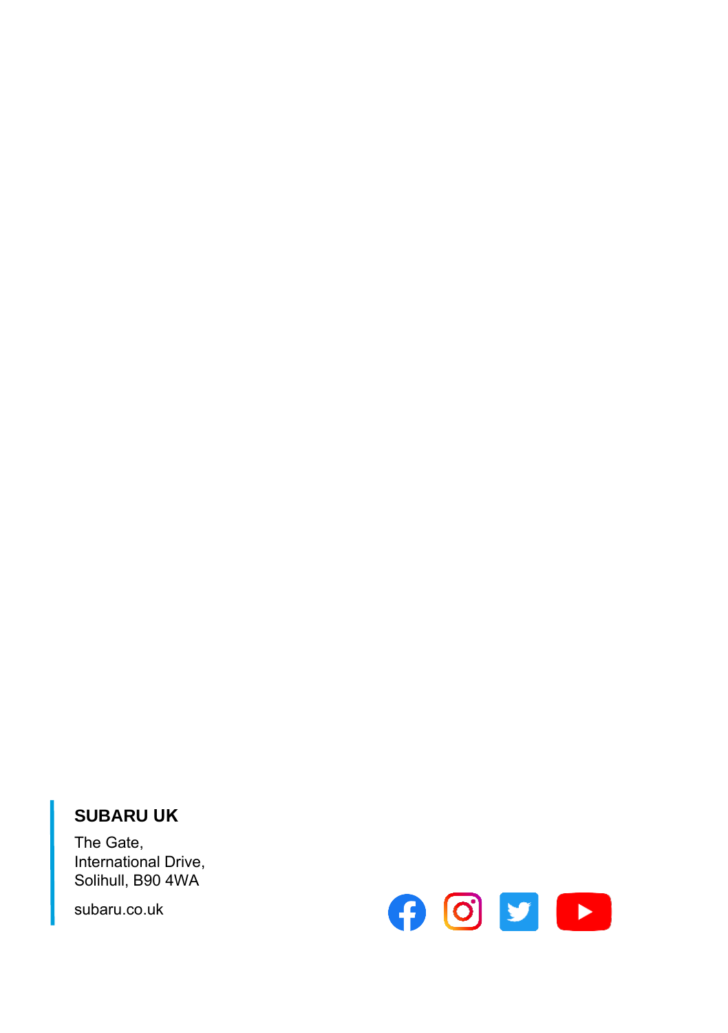**SUBARU UK**

The Gate,
International Drive,
Solihull, B90 4WA

subaru.co.uk